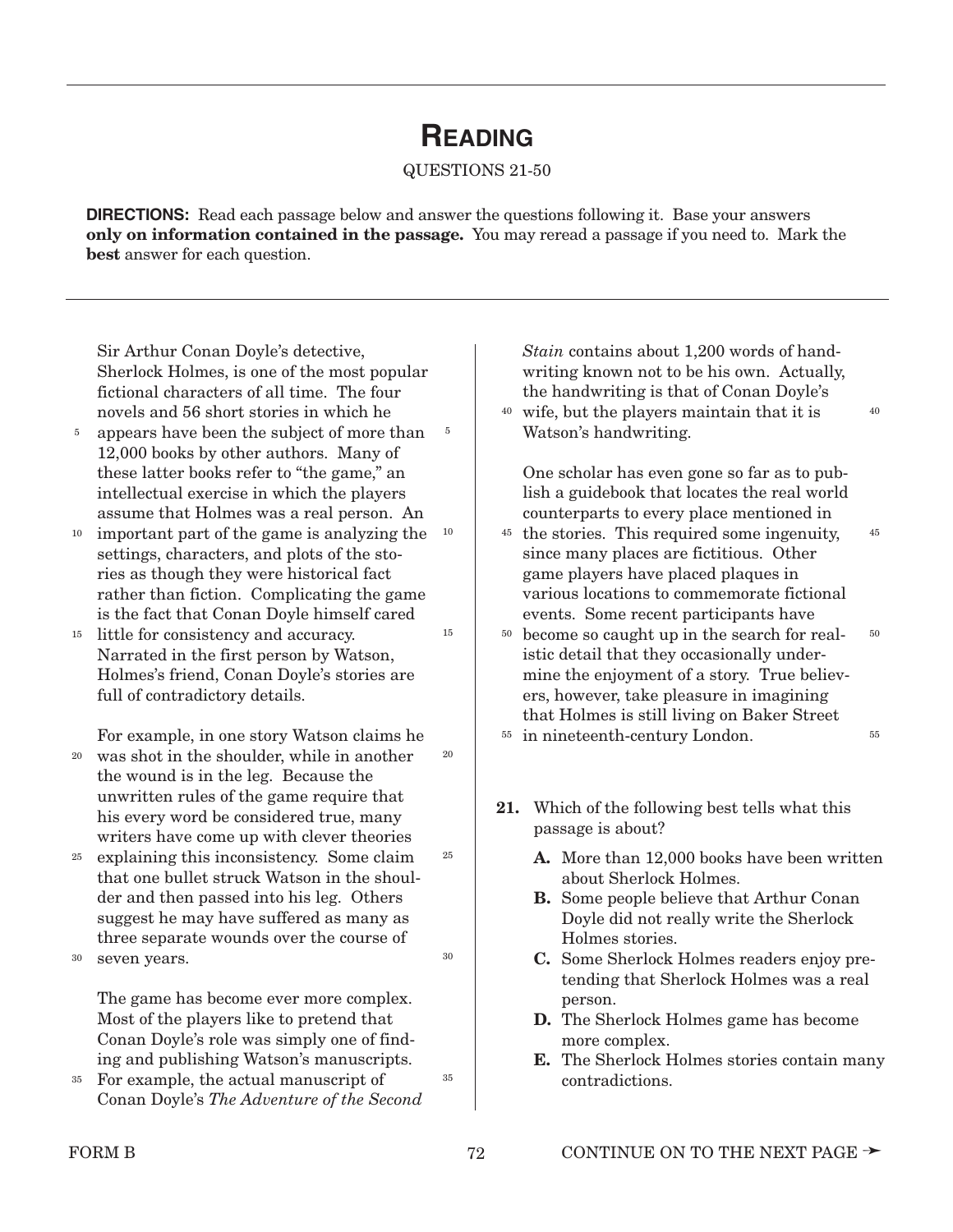# READING

QUESTIONS 21-50

**DIRECTIONS:** Read each passage below and answer the questions following it. Base your answers **only on information contained in the passage.** You may reread a passage if you need to. Mark the **best** answer for each question.

Sir Arthur Conan Doyle's detective, Sherlock Holmes, is one of the most popular fictional characters of all time. The four novels and 56 short stories in which he appears have been the subject of more than 12,000 books by other authors. Many of these latter books refer to "the game," an intellectual exercise in which the players assume that Holmes was a real person. An important part of the game is analyzing the settings, characters, and plots of the stories as though they were historical fact rather than fiction. Complicating the game is the fact that Conan Doyle himself cared little for consistency and accuracy. Narrated in the first person by Watson, Holmes's friend, Conan Doyle's stories are full of contradictory details.

For example, in one story Watson claims he was shot in the shoulder, while in another the wound is in the leg. Because the unwritten rules of the game require that his every word be considered true, many writers have come up with clever theories explaining this inconsistency. Some claim that one bullet struck Watson in the shoulder and then passed into his leg. Others suggest he may have suffered as many as three separate wounds over the course of seven years.

The game has become ever more complex. Most of the players like to pretend that Conan Doyle's role was simply one of finding and publishing Watson's manuscripts. For example, the actual manuscript of Conan Doyle's *The Adventure of the Second Stain* contains about 1,200 words of handwriting known not to be his own. Actually, the handwriting is that of Conan Doyle's wife, but the players maintain that it is Watson's handwriting.

One scholar has even gone so far as to publish a guidebook that locates the real world counterparts to every place mentioned in the stories. This required some ingenuity, since many places are fictitious. Other game players have placed plaques in various locations to commemorate fictional events. Some recent participants have become so caught up in the search for realistic detail that they occasionally undermine the enjoyment of a story. True believers, however, take pleasure in imagining that Holmes is still living on Baker Street in nineteenth-century London.

**21.** Which of the following best tells what this passage is about?

- **A.** More than 12,000 books have been written about Sherlock Holmes.
- **B.** Some people believe that Arthur Conan Doyle did not really write the Sherlock Holmes stories.
- **C.** Some Sherlock Holmes readers enjoy pretending that Sherlock Holmes was a real person.
- **D.** The Sherlock Holmes game has become more complex.
- **E.** The Sherlock Holmes stories contain many contradictions.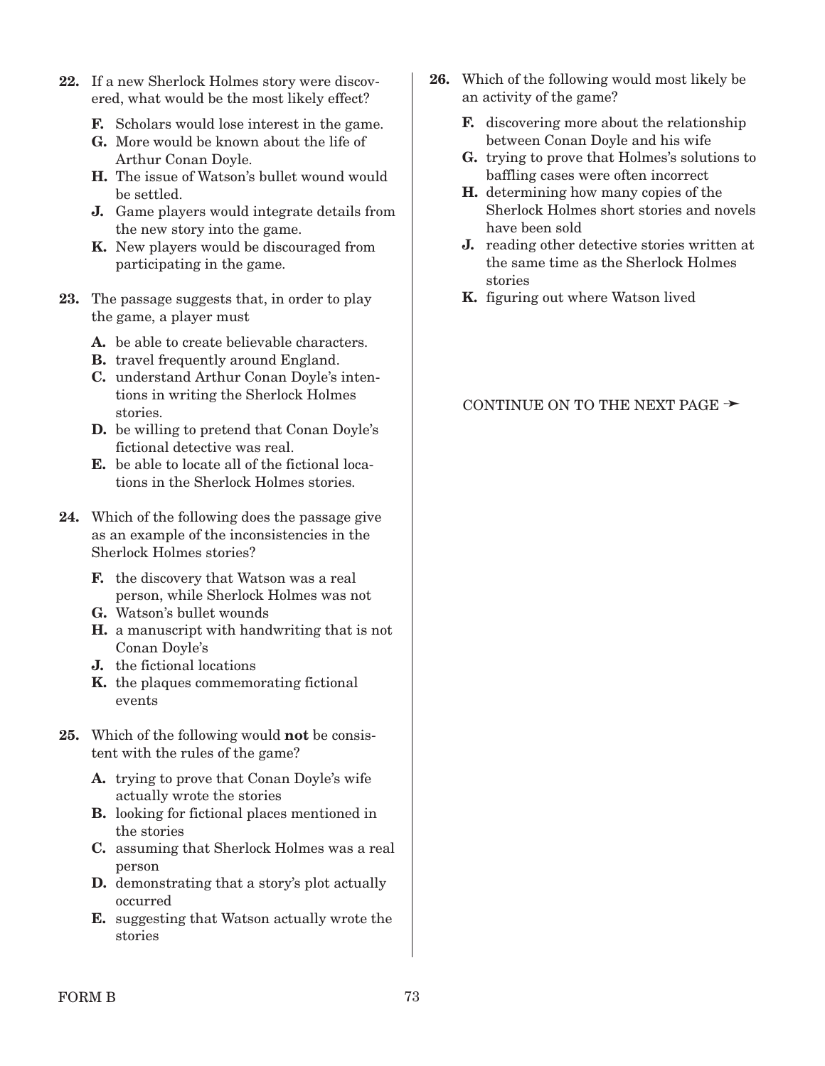**22.** If a new Sherlock Holmes story were discovered, what would be the most likely effect?

- **F.** Scholars would lose interest in the game.
- **G.** More would be known about the life of Arthur Conan Doyle.
- **H.** The issue of Watson's bullet wound would be settled.
- **J.** Game players would integrate details from the new story into the game.
- **K.** New players would be discouraged from participating in the game.

**23.** The passage suggests that, in order to play the game, a player must

- **A.** be able to create believable characters.
- **B.** travel frequently around England.
- **C.** understand Arthur Conan Doyle's intentions in writing the Sherlock Holmes stories.
- **D.** be willing to pretend that Conan Doyle's fictional detective was real.
- **E.** be able to locate all of the fictional locations in the Sherlock Holmes stories.

**24.** Which of the following does the passage give as an example of the inconsistencies in the Sherlock Holmes stories?

- **F.** the discovery that Watson was a real person, while Sherlock Holmes was not
- **G.** Watson's bullet wounds
- **H.** a manuscript with handwriting that is not Conan Doyle's
- **J.** the fictional locations
- **K.** the plaques commemorating fictional events

**25.** Which of the following would **not** be consistent with the rules of the game?

- **A.** trying to prove that Conan Doyle's wife actually wrote the stories
- **B.** looking for fictional places mentioned in the stories
- **C.** assuming that Sherlock Holmes was a real person
- **D.** demonstrating that a story's plot actually occurred
- **E.** suggesting that Watson actually wrote the stories

**26.** Which of the following would most likely be an activity of the game?

- **F.** discovering more about the relationship between Conan Doyle and his wife
- **G.** trying to prove that Holmes's solutions to baffling cases were often incorrect
- **H.** determining how many copies of the Sherlock Holmes short stories and novels have been sold
- **J.** reading other detective stories written at the same time as the Sherlock Holmes stories
- **K.** figuring out where Watson lived

CONTINUE ON TO THE NEXT PAGE ➛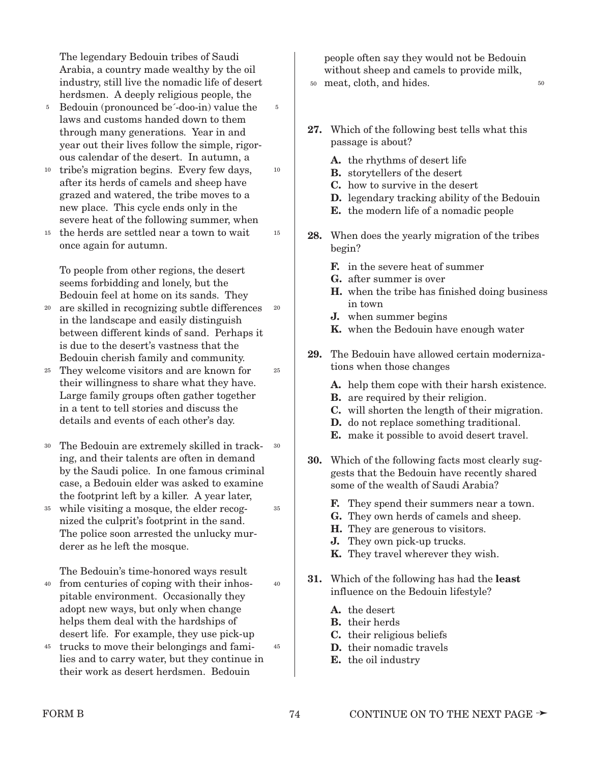The legendary Bedouin tribes of Saudi Arabia, a country made wealthy by the oil industry, still live the nomadic life of desert herdsmen. A deeply religious people, the Bedouin (pronounced be´-doo-in) value the laws and customs handed down to them through many generations. Year in and year out their lives follow the simple, rigorous calendar of the desert. In autumn, a tribe's migration begins. Every few days, after its herds of camels and sheep have grazed and watered, the tribe moves to a new place. This cycle ends only in the severe heat of the following summer, when the herds are settled near a town to wait once again for autumn.

To people from other regions, the desert seems forbidding and lonely, but the Bedouin feel at home on its sands. They are skilled in recognizing subtle differences in the landscape and easily distinguish between different kinds of sand. Perhaps it is due to the desert's vastness that the Bedouin cherish family and community. They welcome visitors and are known for their willingness to share what they have. Large family groups often gather together in a tent to tell stories and discuss the details and events of each other's day.

The Bedouin are extremely skilled in tracking, and their talents are often in demand by the Saudi police. In one famous criminal case, a Bedouin elder was asked to examine the footprint left by a killer. A year later, while visiting a mosque, the elder recognized the culprit's footprint in the sand. The police soon arrested the unlucky murderer as he left the mosque.

The Bedouin's time-honored ways result from centuries of coping with their inhospitable environment. Occasionally they adopt new ways, but only when change helps them deal with the hardships of desert life. For example, they use pick-up trucks to move their belongings and families and to carry water, but they continue in their work as desert herdsmen. Bedouin people often say they would not be Bedouin without sheep and camels to provide milk, meat, cloth, and hides.

**27.** Which of the following best tells what this passage is about?

- **A.** the rhythms of desert life
- **B.** storytellers of the desert
- **C.** how to survive in the desert
- **D.** legendary tracking ability of the Bedouin
- **E.** the modern life of a nomadic people

**28.** When does the yearly migration of the tribes begin?

- **F.** in the severe heat of summer
- **G.** after summer is over
- **H.** when the tribe has finished doing business in town
- **J.** when summer begins
- **K.** when the Bedouin have enough water

**29.** The Bedouin have allowed certain modernizations when those changes

- **A.** help them cope with their harsh existence.
- **B.** are required by their religion.
- **C.** will shorten the length of their migration.
- **D.** do not replace something traditional.
- **E.** make it possible to avoid desert travel.

**30.** Which of the following facts most clearly suggests that the Bedouin have recently shared some of the wealth of Saudi Arabia?

- **F.** They spend their summers near a town.
- **G.** They own herds of camels and sheep.
- **H.** They are generous to visitors.
- **J.** They own pick-up trucks.
- **K.** They travel wherever they wish.

**31.** Which of the following has had the **least** influence on the Bedouin lifestyle?

- **A.** the desert
- **B.** their herds
- **C.** their religious beliefs
- **D.** their nomadic travels
- **E.** the oil industry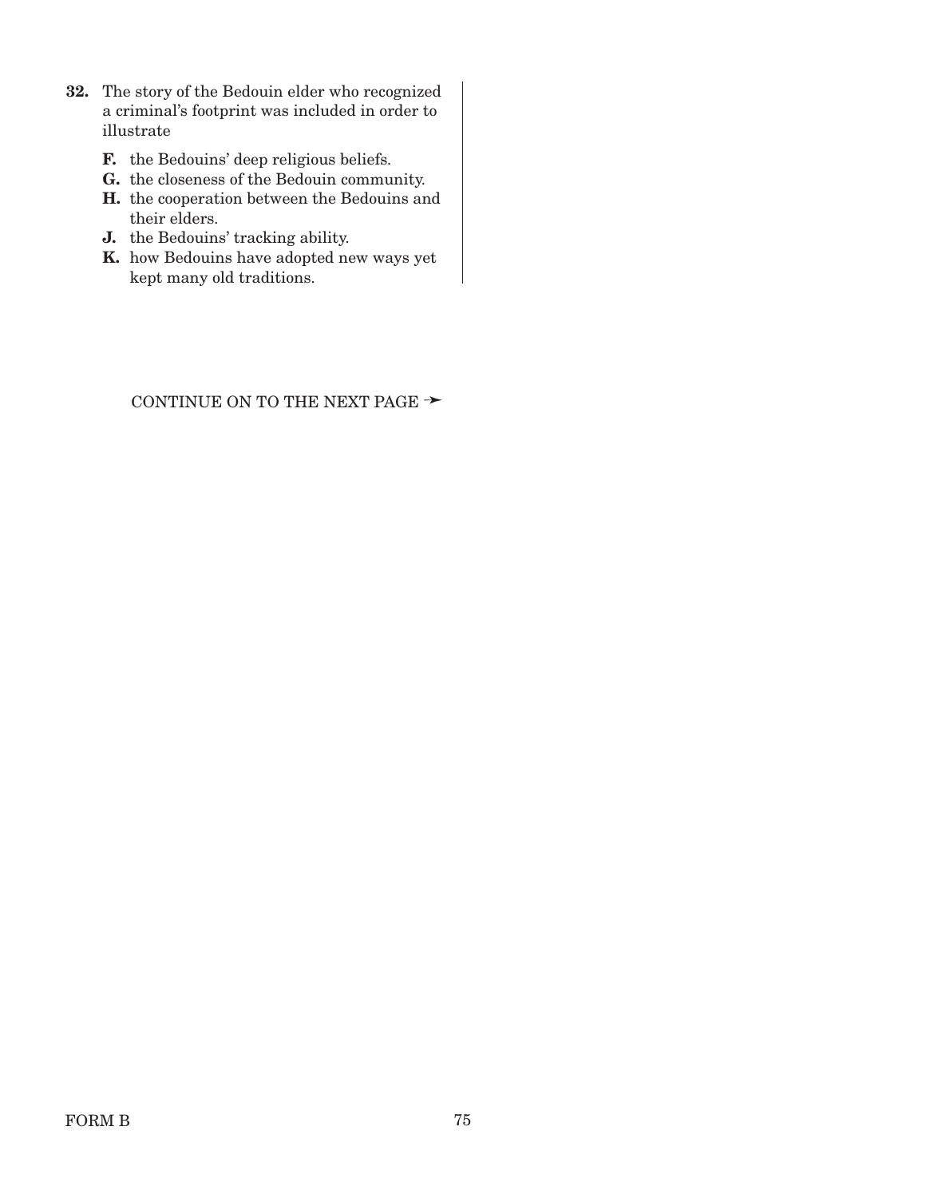**32.** The story of the Bedouin elder who recognized a criminal's footprint was included in order to illustrate

- **F.** the Bedouins' deep religious beliefs.
- **G.** the closeness of the Bedouin community.
- **H.** the cooperation between the Bedouins and their elders.
- **J.** the Bedouins' tracking ability.
- **K.** how Bedouins have adopted new ways yet kept many old traditions.

CONTINUE ON TO THE NEXT PAGE ➤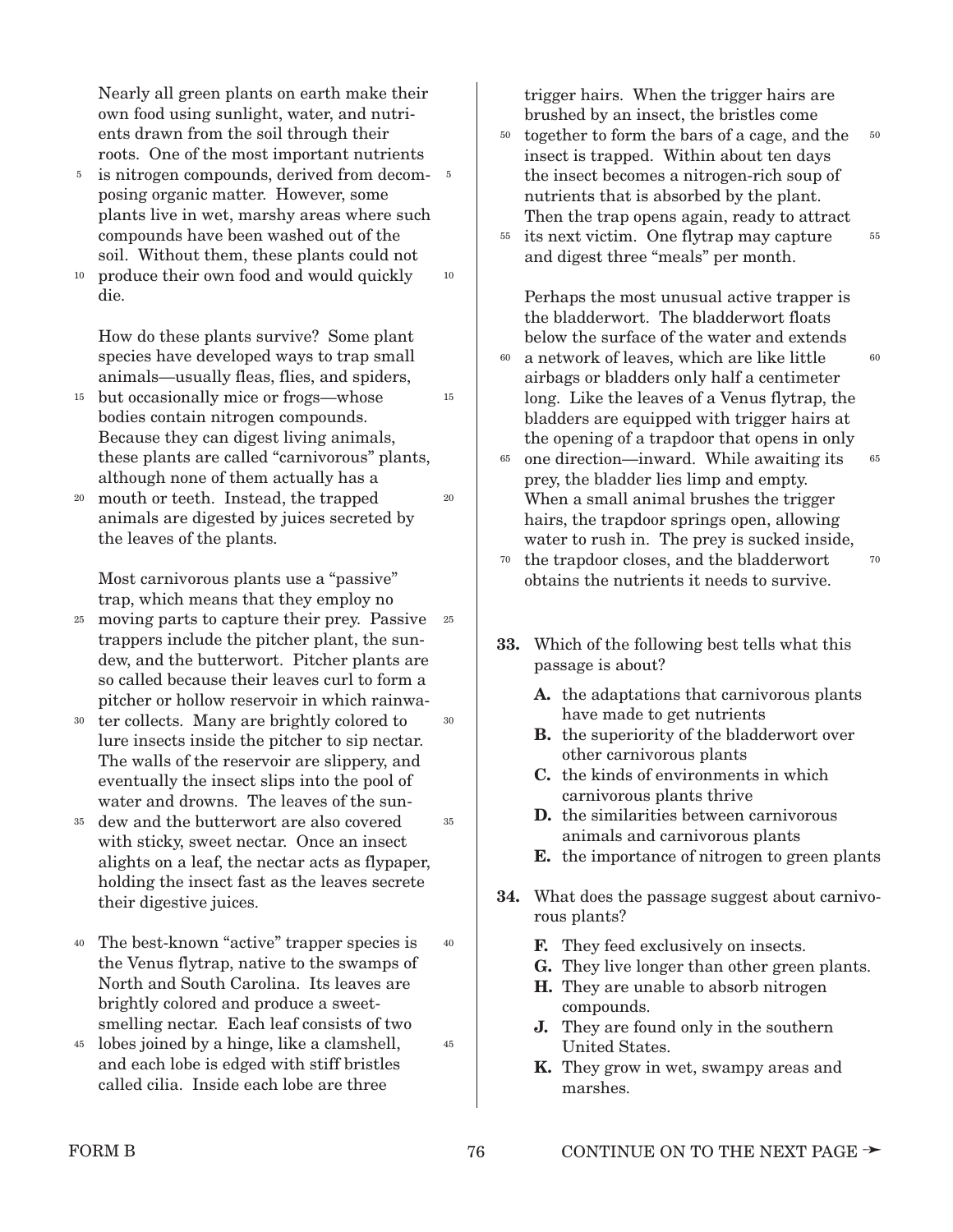Nearly all green plants on earth make their own food using sunlight, water, and nutrients drawn from the soil through their roots. One of the most important nutrients is nitrogen compounds, derived from decomposing organic matter. However, some plants live in wet, marshy areas where such compounds have been washed out of the soil. Without them, these plants could not produce their own food and would quickly die.

How do these plants survive? Some plant species have developed ways to trap small animals—usually fleas, flies, and spiders, but occasionally mice or frogs—whose bodies contain nitrogen compounds. Because they can digest living animals, these plants are called "carnivorous" plants, although none of them actually has a mouth or teeth. Instead, the trapped animals are digested by juices secreted by the leaves of the plants.

Most carnivorous plants use a "passive" trap, which means that they employ no moving parts to capture their prey. Passive trappers include the pitcher plant, the sundew, and the butterwort. Pitcher plants are so called because their leaves curl to form a pitcher or hollow reservoir in which rainwater collects. Many are brightly colored to lure insects inside the pitcher to sip nectar. The walls of the reservoir are slippery, and eventually the insect slips into the pool of water and drowns. The leaves of the sundew and the butterwort are also covered with sticky, sweet nectar. Once an insect alights on a leaf, the nectar acts as flypaper, holding the insect fast as the leaves secrete their digestive juices.

The best-known "active" trapper species is the Venus flytrap, native to the swamps of North and South Carolina. Its leaves are brightly colored and produce a sweet-smelling nectar. Each leaf consists of two lobes joined by a hinge, like a clamshell, and each lobe is edged with stiff bristles called cilia. Inside each lobe are three trigger hairs. When the trigger hairs are brushed by an insect, the bristles come together to form the bars of a cage, and the insect is trapped. Within about ten days the insect becomes a nitrogen-rich soup of nutrients that is absorbed by the plant. Then the trap opens again, ready to attract its next victim. One flytrap may capture and digest three "meals" per month.

Perhaps the most unusual active trapper is the bladderwort. The bladderwort floats below the surface of the water and extends a network of leaves, which are like little airbags or bladders only half a centimeter long. Like the leaves of a Venus flytrap, the bladders are equipped with trigger hairs at the opening of a trapdoor that opens in only one direction—inward. While awaiting its prey, the bladder lies limp and empty. When a small animal brushes the trigger hairs, the trapdoor springs open, allowing water to rush in. The prey is sucked inside, the trapdoor closes, and the bladderwort obtains the nutrients it needs to survive.

**33.** Which of the following best tells what this passage is about?

- **A.** the adaptations that carnivorous plants have made to get nutrients
- **B.** the superiority of the bladderwort over other carnivorous plants
- **C.** the kinds of environments in which carnivorous plants thrive
- **D.** the similarities between carnivorous animals and carnivorous plants
- **E.** the importance of nitrogen to green plants

**34.** What does the passage suggest about carnivorous plants?

- **F.** They feed exclusively on insects.
- **G.** They live longer than other green plants.
- **H.** They are unable to absorb nitrogen compounds.
- **J.** They are found only in the southern United States.
- **K.** They grow in wet, swampy areas and marshes.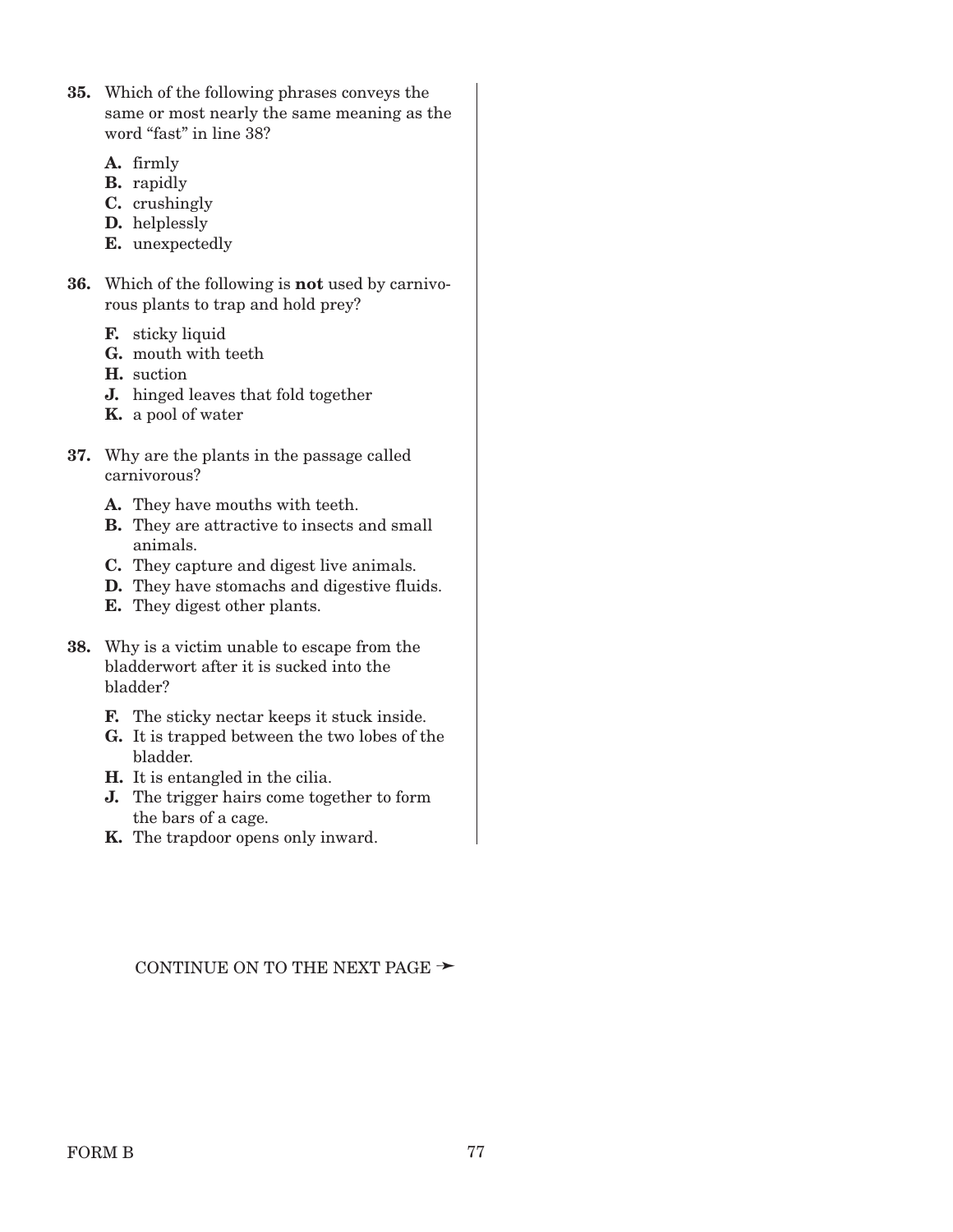**35.** Which of the following phrases conveys the same or most nearly the same meaning as the word “fast” in line 38?

**A.** firmly
**B.** rapidly
**C.** crushingly
**D.** helplessly
**E.** unexpectedly

**36.** Which of the following is **not** used by carnivorous plants to trap and hold prey?

**F.** sticky liquid
**G.** mouth with teeth
**H.** suction
**J.** hinged leaves that fold together
**K.** a pool of water

**37.** Why are the plants in the passage called carnivorous?

**A.** They have mouths with teeth.
**B.** They are attractive to insects and small animals.
**C.** They capture and digest live animals.
**D.** They have stomachs and digestive fluids.
**E.** They digest other plants.

**38.** Why is a victim unable to escape from the bladderwort after it is sucked into the bladder?

**F.** The sticky nectar keeps it stuck inside.
**G.** It is trapped between the two lobes of the bladder.
**H.** It is entangled in the cilia.
**J.** The trigger hairs come together to form the bars of a cage.
**K.** The trapdoor opens only inward.

CONTINUE ON TO THE NEXT PAGE ➛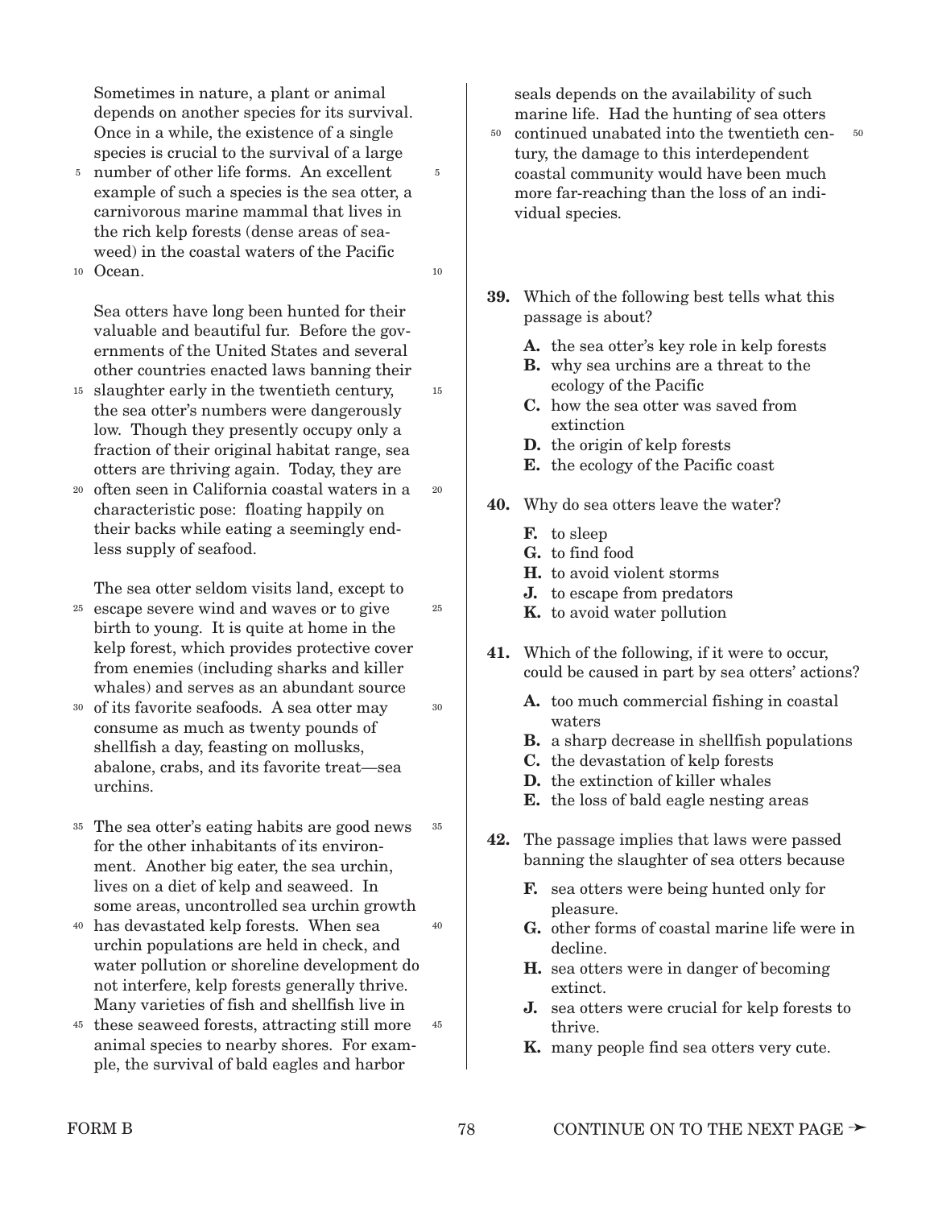Sometimes in nature, a plant or animal depends on another species for its survival. Once in a while, the existence of a single species is crucial to the survival of a large number of other life forms. An excellent example of such a species is the sea otter, a carnivorous marine mammal that lives in the rich kelp forests (dense areas of seaweed) in the coastal waters of the Pacific Ocean.

Sea otters have long been hunted for their valuable and beautiful fur. Before the governments of the United States and several other countries enacted laws banning their slaughter early in the twentieth century, the sea otter's numbers were dangerously low. Though they presently occupy only a fraction of their original habitat range, sea otters are thriving again. Today, they are often seen in California coastal waters in a characteristic pose: floating happily on their backs while eating a seemingly endless supply of seafood.

The sea otter seldom visits land, except to escape severe wind and waves or to give birth to young. It is quite at home in the kelp forest, which provides protective cover from enemies (including sharks and killer whales) and serves as an abundant source of its favorite seafoods. A sea otter may consume as much as twenty pounds of shellfish a day, feasting on mollusks, abalone, crabs, and its favorite treat—sea urchins.

The sea otter's eating habits are good news for the other inhabitants of its environment. Another big eater, the sea urchin, lives on a diet of kelp and seaweed. In some areas, uncontrolled sea urchin growth has devastated kelp forests. When sea urchin populations are held in check, and water pollution or shoreline development do not interfere, kelp forests generally thrive. Many varieties of fish and shellfish live in these seaweed forests, attracting still more animal species to nearby shores. For example, the survival of bald eagles and harbor seals depends on the availability of such marine life. Had the hunting of sea otters continued unabated into the twentieth century, the damage to this interdependent coastal community would have been much more far-reaching than the loss of an individual species.

**39.** Which of the following best tells what this passage is about?

- **A.** the sea otter's key role in kelp forests
- **B.** why sea urchins are a threat to the ecology of the Pacific
- **C.** how the sea otter was saved from extinction
- **D.** the origin of kelp forests
- **E.** the ecology of the Pacific coast

**40.** Why do sea otters leave the water?

- **F.** to sleep
- **G.** to find food
- **H.** to avoid violent storms
- **J.** to escape from predators
- **K.** to avoid water pollution

**41.** Which of the following, if it were to occur, could be caused in part by sea otters' actions?

- **A.** too much commercial fishing in coastal waters
- **B.** a sharp decrease in shellfish populations
- **C.** the devastation of kelp forests
- **D.** the extinction of killer whales
- **E.** the loss of bald eagle nesting areas

**42.** The passage implies that laws were passed banning the slaughter of sea otters because

- **F.** sea otters were being hunted only for pleasure.
- **G.** other forms of coastal marine life were in decline.
- **H.** sea otters were in danger of becoming extinct.
- **J.** sea otters were crucial for kelp forests to thrive.
- **K.** many people find sea otters very cute.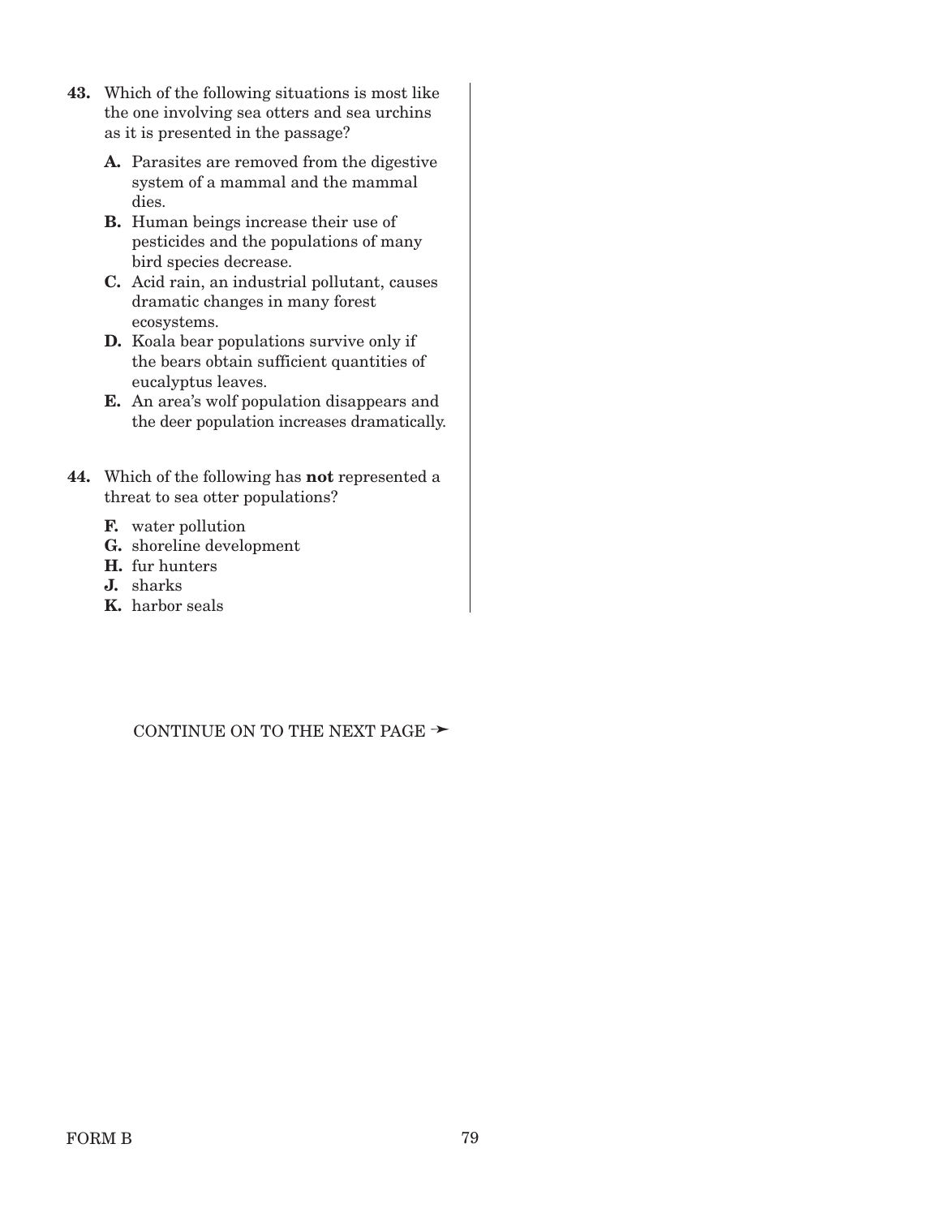43. Which of the following situations is most like the one involving sea otters and sea urchins as it is presented in the passage?

   **A.** Parasites are removed from the digestive system of a mammal and the mammal dies.
   
   **B.** Human beings increase their use of pesticides and the populations of many bird species decrease.
   
   **C.** Acid rain, an industrial pollutant, causes dramatic changes in many forest ecosystems.
   
   **D.** Koala bear populations survive only if the bears obtain sufficient quantities of eucalyptus leaves.
   
   **E.** An area's wolf population disappears and the deer population increases dramatically.

44. Which of the following has **not** represented a threat to sea otter populations?

   **F.** water pollution
   
   **G.** shoreline development
   
   **H.** fur hunters
   
   **J.** sharks
   
   **K.** harbor seals

CONTINUE ON TO THE NEXT PAGE ➛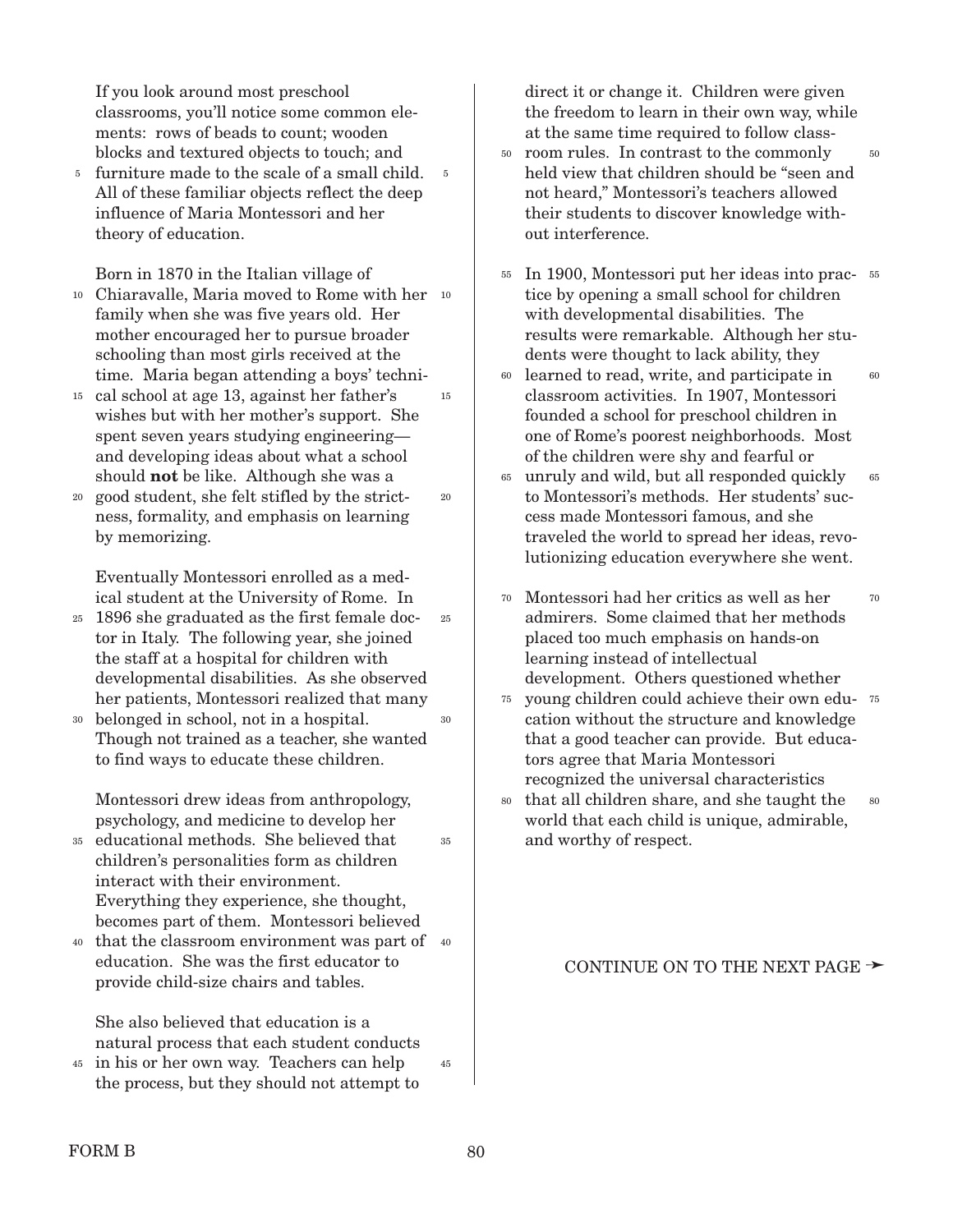If you look around most preschool classrooms, you'll notice some common elements: rows of beads to count; wooden blocks and textured objects to touch; and furniture made to the scale of a small child. All of these familiar objects reflect the deep influence of Maria Montessori and her theory of education.

Born in 1870 in the Italian village of Chiaravalle, Maria moved to Rome with her family when she was five years old. Her mother encouraged her to pursue broader schooling than most girls received at the time. Maria began attending a boys' technical school at age 13, against her father's wishes but with her mother's support. She spent seven years studying engineering—and developing ideas about what a school should **not** be like. Although she was a good student, she felt stifled by the strictness, formality, and emphasis on learning by memorizing.

Eventually Montessori enrolled as a medical student at the University of Rome. In 1896 she graduated as the first female doctor in Italy. The following year, she joined the staff at a hospital for children with developmental disabilities. As she observed her patients, Montessori realized that many belonged in school, not in a hospital. Though not trained as a teacher, she wanted to find ways to educate these children.

Montessori drew ideas from anthropology, psychology, and medicine to develop her educational methods. She believed that children's personalities form as children interact with their environment. Everything they experience, she thought, becomes part of them. Montessori believed that the classroom environment was part of education. She was the first educator to provide child-size chairs and tables.

She also believed that education is a natural process that each student conducts in his or her own way. Teachers can help the process, but they should not attempt to direct it or change it. Children were given the freedom to learn in their own way, while at the same time required to follow classroom rules. In contrast to the commonly held view that children should be "seen and not heard," Montessori's teachers allowed their students to discover knowledge without interference.

In 1900, Montessori put her ideas into practice by opening a small school for children with developmental disabilities. The results were remarkable. Although her students were thought to lack ability, they learned to read, write, and participate in classroom activities. In 1907, Montessori founded a school for preschool children in one of Rome's poorest neighborhoods. Most of the children were shy and fearful or unruly and wild, but all responded quickly to Montessori's methods. Her students' success made Montessori famous, and she traveled the world to spread her ideas, revolutionizing education everywhere she went.

Montessori had her critics as well as her admirers. Some claimed that her methods placed too much emphasis on hands-on learning instead of intellectual development. Others questioned whether young children could achieve their own education without the structure and knowledge that a good teacher can provide. But educators agree that Maria Montessori recognized the universal characteristics that all children share, and she taught the world that each child is unique, admirable, and worthy of respect.

CONTINUE ON TO THE NEXT PAGE ➛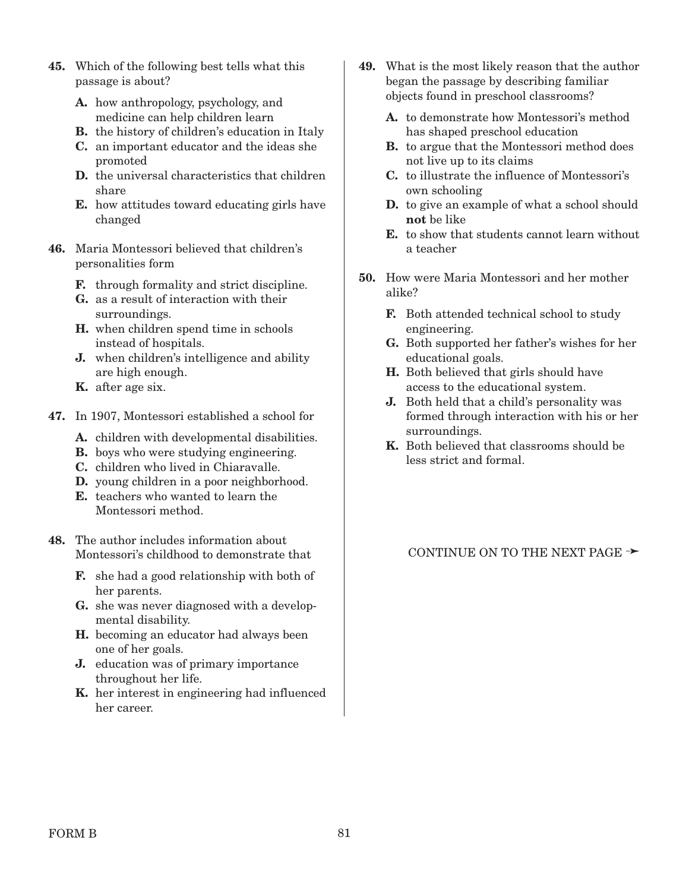**45.** Which of the following best tells what this passage is about?

- **A.** how anthropology, psychology, and medicine can help children learn
- **B.** the history of children's education in Italy
- **C.** an important educator and the ideas she promoted
- **D.** the universal characteristics that children share
- **E.** how attitudes toward educating girls have changed

**46.** Maria Montessori believed that children's personalities form

- **F.** through formality and strict discipline.
- **G.** as a result of interaction with their surroundings.
- **H.** when children spend time in schools instead of hospitals.
- **J.** when children's intelligence and ability are high enough.
- **K.** after age six.

**47.** In 1907, Montessori established a school for

- **A.** children with developmental disabilities.
- **B.** boys who were studying engineering.
- **C.** children who lived in Chiaravalle.
- **D.** young children in a poor neighborhood.
- **E.** teachers who wanted to learn the Montessori method.

**48.** The author includes information about Montessori's childhood to demonstrate that

- **F.** she had a good relationship with both of her parents.
- **G.** she was never diagnosed with a developmental disability.
- **H.** becoming an educator had always been one of her goals.
- **J.** education was of primary importance throughout her life.
- **K.** her interest in engineering had influenced her career.

**49.** What is the most likely reason that the author began the passage by describing familiar objects found in preschool classrooms?

- **A.** to demonstrate how Montessori's method has shaped preschool education
- **B.** to argue that the Montessori method does not live up to its claims
- **C.** to illustrate the influence of Montessori's own schooling
- **D.** to give an example of what a school should **not** be like
- **E.** to show that students cannot learn without a teacher

**50.** How were Maria Montessori and her mother alike?

- **F.** Both attended technical school to study engineering.
- **G.** Both supported her father's wishes for her educational goals.
- **H.** Both believed that girls should have access to the educational system.
- **J.** Both held that a child's personality was formed through interaction with his or her surroundings.
- **K.** Both believed that classrooms should be less strict and formal.

CONTINUE ON TO THE NEXT PAGE ➛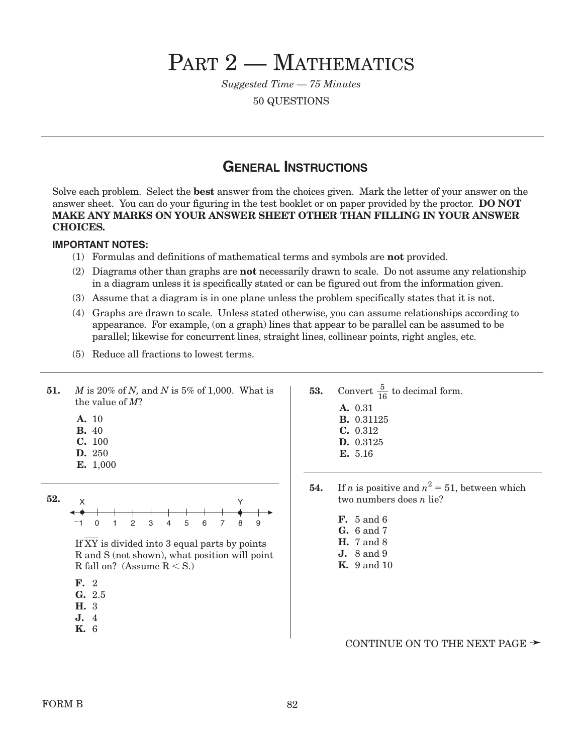# PART 2 — MATHEMATICS

*Suggested Time — 75 Minutes*

50 QUESTIONS

---

## GENERAL INSTRUCTIONS

Solve each problem. Select the **best** answer from the choices given. Mark the letter of your answer on the answer sheet. You can do your figuring in the test booklet or on paper provided by the proctor. **DO NOT MAKE ANY MARKS ON YOUR ANSWER SHEET OTHER THAN FILLING IN YOUR ANSWER CHOICES.**

**IMPORTANT NOTES:**

(1) Formulas and definitions of mathematical terms and symbols are **not** provided.

(2) Diagrams other than graphs are **not** necessarily drawn to scale. Do not assume any relationship in a diagram unless it is specifically stated or can be figured out from the information given.

(3) Assume that a diagram is in one plane unless the problem specifically states that it is not.

(4) Graphs are drawn to scale. Unless stated otherwise, you can assume relationships according to appearance. For example, (on a graph) lines that appear to be parallel can be assumed to be parallel; likewise for concurrent lines, straight lines, collinear points, right angles, etc.

(5) Reduce all fractions to lowest terms.

---

**51.** $M$ is 20% of $N$, and $N$ is 5% of 1,000. What is the value of $M$?

**A.** 10
**B.** 40
**C.** 100
**D.** 250
**E.** 1,000

**52.** (Number line from $-1$ to 9, with point X at $-1$ and point Y at 8.)

If $\overline{XY}$ is divided into 3 equal parts by points R and S (not shown), what position will point R fall on? (Assume R < S.)

**F.** 2
**G.** 2.5
**H.** 3
**J.** 4
**K.** 6

**53.** Convert $\frac{5}{16}$ to decimal form.

**A.** 0.31
**B.** 0.31125
**C.** 0.312
**D.** 0.3125
**E.** 5.16

**54.** If $n$ is positive and $n^2 = 51$, between which two numbers does $n$ lie?

**F.** 5 and 6
**G.** 6 and 7
**H.** 7 and 8
**J.** 8 and 9
**K.** 9 and 10

CONTINUE ON TO THE NEXT PAGE ➛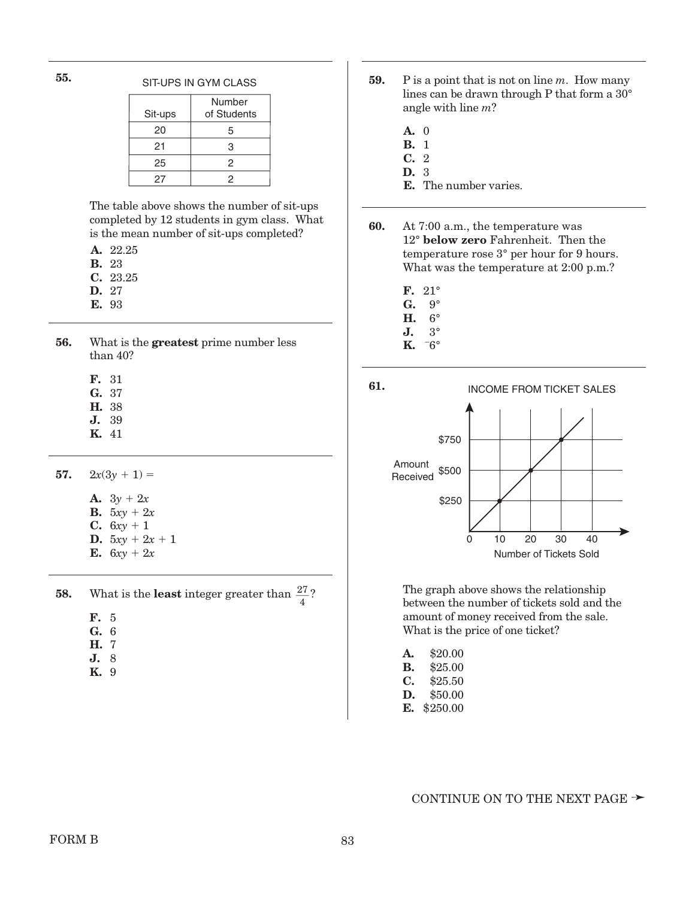**55.**

SIT-UPS IN GYM CLASS

| Sit-ups | Number of Students |
|---|---|
| 20 | 5 |
| 21 | 3 |
| 25 | 2 |
| 27 | 2 |

The table above shows the number of sit-ups completed by 12 students in gym class. What is the mean number of sit-ups completed?

- **A.** 22.25
- **B.** 23
- **C.** 23.25
- **D.** 27
- **E.** 93

**56.** What is the **greatest** prime number less than 40?

- **F.** 31
- **G.** 37
- **H.** 38
- **J.** 39
- **K.** 41

**57.** $2x(3y + 1) =$

- **A.** $3y + 2x$
- **B.** $5xy + 2x$
- **C.** $6xy + 1$
- **D.** $5xy + 2x + 1$
- **E.** $6xy + 2x$

**58.** What is the **least** integer greater than $\frac{27}{4}$?

- **F.** 5
- **G.** 6
- **H.** 7
- **J.** 8
- **K.** 9

**59.** P is a point that is not on line $m$. How many lines can be drawn through P that form a 30° angle with line $m$?

- **A.** 0
- **B.** 1
- **C.** 2
- **D.** 3
- **E.** The number varies.

**60.** At 7:00 a.m., the temperature was 12° **below zero** Fahrenheit. Then the temperature rose 3° per hour for 9 hours. What was the temperature at 2:00 p.m.?

- **F.** 21°
- **G.** 9°
- **H.** 6°
- **J.** 3°
- **K.** $^{-}6°$

**61.**

INCOME FROM TICKET SALES

(Graph: Amount Received ($250, $500, $750) vs. Number of Tickets Sold (0, 10, 20, 30, 40))

The graph above shows the relationship between the number of tickets sold and the amount of money received from the sale. What is the price of one ticket?

- **A.** \$20.00
- **B.** \$25.00
- **C.** \$25.50
- **D.** \$50.00
- **E.** \$250.00

CONTINUE ON TO THE NEXT PAGE ➛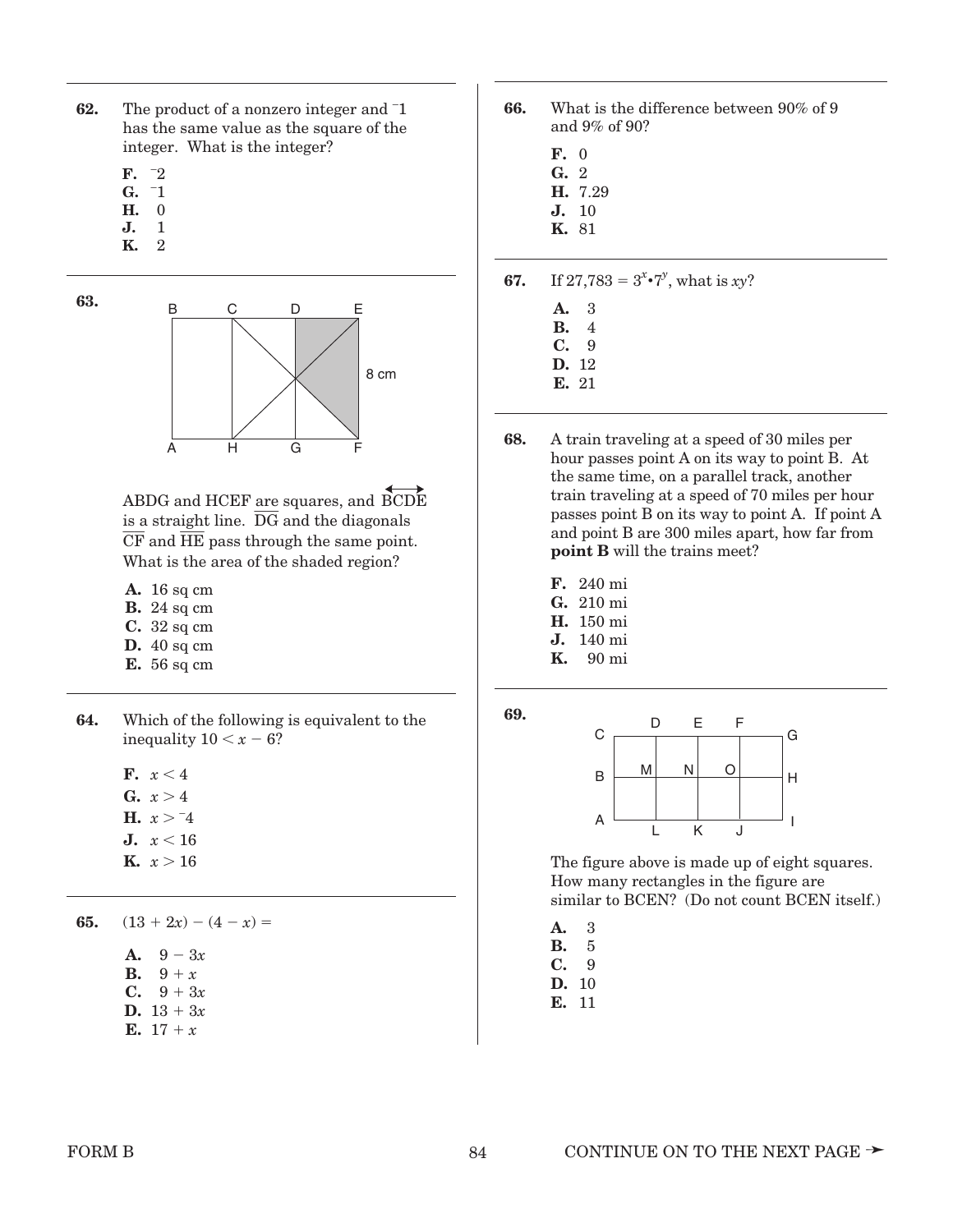**62.** The product of a nonzero integer and $^{-}1$ has the same value as the square of the integer. What is the integer?

- **F.** $^{-}2$
- **G.** $^{-}1$
- **H.** 0
- **J.** 1
- **K.** 2

**63.**

B C D E

8 cm

A H G F

ABDG and HCEF are squares, and $\overleftrightarrow{BCDE}$ is a straight line. $\overline{DG}$ and the diagonals $\overline{CF}$ and $\overline{HE}$ pass through the same point. What is the area of the shaded region?

- **A.** 16 sq cm
- **B.** 24 sq cm
- **C.** 32 sq cm
- **D.** 40 sq cm
- **E.** 56 sq cm

**64.** Which of the following is equivalent to the inequality $10 < x - 6$?

- **F.** $x < 4$
- **G.** $x > 4$
- **H.** $x > {}^{-}4$
- **J.** $x < 16$
- **K.** $x > 16$

**65.** $(13 + 2x) - (4 - x) =$

- **A.** $9 - 3x$
- **B.** $9 + x$
- **C.** $9 + 3x$
- **D.** $13 + 3x$
- **E.** $17 + x$

**66.** What is the difference between 90% of 9 and 9% of 90?

- **F.** 0
- **G.** 2
- **H.** 7.29
- **J.** 10
- **K.** 81

**67.** If $27{,}783 = 3^x \cdot 7^y$, what is $xy$?

- **A.** 3
- **B.** 4
- **C.** 9
- **D.** 12
- **E.** 21

**68.** A train traveling at a speed of 30 miles per hour passes point A on its way to point B. At the same time, on a parallel track, another train traveling at a speed of 70 miles per hour passes point B on its way to point A. If point A and point B are 300 miles apart, how far from **point B** will the trains meet?

- **F.** 240 mi
- **G.** 210 mi
- **H.** 150 mi
- **J.** 140 mi
- **K.** 90 mi

**69.**

C D E F G

B M N O H

A L K J I

The figure above is made up of eight squares. How many rectangles in the figure are similar to BCEN? (Do not count BCEN itself.)

- **A.** 3
- **B.** 5
- **C.** 9
- **D.** 10
- **E.** 11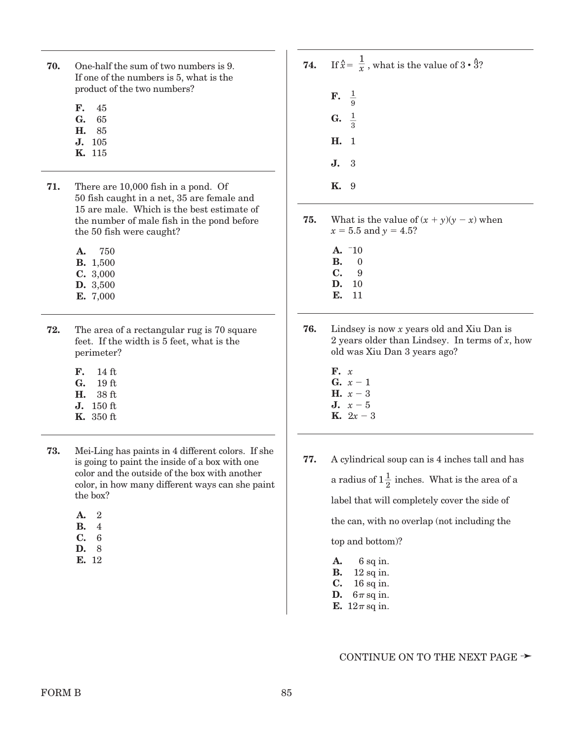**70.** One-half the sum of two numbers is 9. If one of the numbers is 5, what is the product of the two numbers?

- **F.** 45
- **G.** 65
- **H.** 85
- **J.** 105
- **K.** 115

**71.** There are 10,000 fish in a pond. Of 50 fish caught in a net, 35 are female and 15 are male. Which is the best estimate of the number of male fish in the pond before the 50 fish were caught?

- **A.** 750
- **B.** 1,500
- **C.** 3,000
- **D.** 3,500
- **E.** 7,000

**72.** The area of a rectangular rug is 70 square feet. If the width is 5 feet, what is the perimeter?

- **F.** 14 ft
- **G.** 19 ft
- **H.** 38 ft
- **J.** 150 ft
- **K.** 350 ft

**73.** Mei-Ling has paints in 4 different colors. If she is going to paint the inside of a box with one color and the outside of the box with another color, in how many different ways can she paint the box?

- **A.** 2
- **B.** 4
- **C.** 6
- **D.** 8
- **E.** 12

**74.** If $\hat{x} = \frac{1}{x}$, what is the value of $3 \cdot \hat{3}$?

- **F.** $\frac{1}{9}$
- **G.** $\frac{1}{3}$
- **H.** 1
- **J.** 3
- **K.** 9

**75.** What is the value of $(x + y)(y - x)$ when $x = 5.5$ and $y = 4.5$?

- **A.** $^{-}10$
- **B.** 0
- **C.** 9
- **D.** 10
- **E.** 11

**76.** Lindsey is now $x$ years old and Xiu Dan is 2 years older than Lindsey. In terms of $x$, how old was Xiu Dan 3 years ago?

- **F.** $x$
- **G.** $x - 1$
- **H.** $x - 3$
- **J.** $x - 5$
- **K.** $2x - 3$

**77.** A cylindrical soup can is 4 inches tall and has a radius of $1\frac{1}{2}$ inches. What is the area of a label that will completely cover the side of the can, with no overlap (not including the top and bottom)?

- **A.** 6 sq in.
- **B.** 12 sq in.
- **C.** 16 sq in.
- **D.** $6\pi$ sq in.
- **E.** $12\pi$ sq in.

CONTINUE ON TO THE NEXT PAGE ➛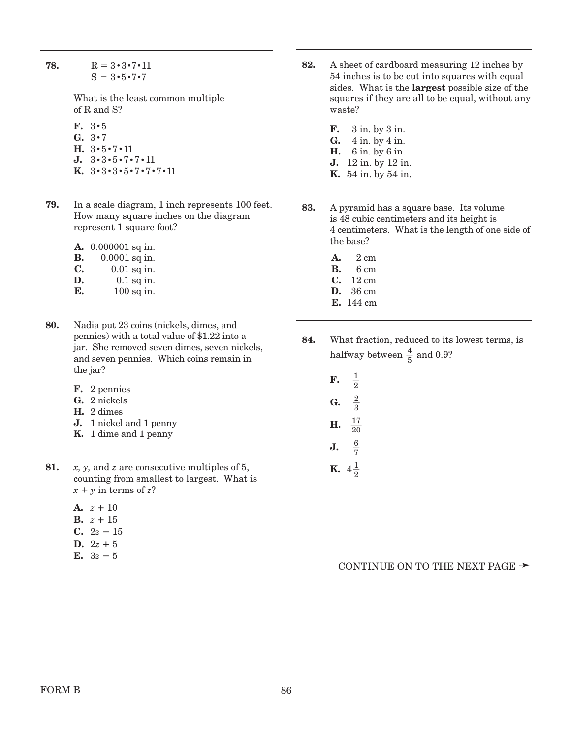**78.**

$$R = 3 \cdot 3 \cdot 7 \cdot 11$$
$$S = 3 \cdot 5 \cdot 7 \cdot 7$$

What is the least common multiple of R and S?

**F.** $3 \cdot 5$
**G.** $3 \cdot 7$
**H.** $3 \cdot 5 \cdot 7 \cdot 11$
**J.** $3 \cdot 3 \cdot 5 \cdot 7 \cdot 7 \cdot 11$
**K.** $3 \cdot 3 \cdot 3 \cdot 5 \cdot 7 \cdot 7 \cdot 7 \cdot 11$

**79.** In a scale diagram, 1 inch represents 100 feet. How many square inches on the diagram represent 1 square foot?

**A.** 0.000001 sq in.
**B.** 0.0001 sq in.
**C.** 0.01 sq in.
**D.** 0.1 sq in.
**E.** 100 sq in.

**80.** Nadia put 23 coins (nickels, dimes, and pennies) with a total value of $1.22 into a jar. She removed seven dimes, seven nickels, and seven pennies. Which coins remain in the jar?

**F.** 2 pennies
**G.** 2 nickels
**H.** 2 dimes
**J.** 1 nickel and 1 penny
**K.** 1 dime and 1 penny

**81.** $x$, $y$, and $z$ are consecutive multiples of 5, counting from smallest to largest. What is $x + y$ in terms of $z$?

**A.** $z + 10$
**B.** $z + 15$
**C.** $2z - 15$
**D.** $2z + 5$
**E.** $3z - 5$

**82.** A sheet of cardboard measuring 12 inches by 54 inches is to be cut into squares with equal sides. What is the **largest** possible size of the squares if they are all to be equal, without any waste?

**F.** 3 in. by 3 in.
**G.** 4 in. by 4 in.
**H.** 6 in. by 6 in.
**J.** 12 in. by 12 in.
**K.** 54 in. by 54 in.

**83.** A pyramid has a square base. Its volume is 48 cubic centimeters and its height is 4 centimeters. What is the length of one side of the base?

**A.** 2 cm
**B.** 6 cm
**C.** 12 cm
**D.** 36 cm
**E.** 144 cm

**84.** What fraction, reduced to its lowest terms, is halfway between $\frac{4}{5}$ and 0.9?

**F.** $\frac{1}{2}$
**G.** $\frac{2}{3}$
**H.** $\frac{17}{20}$
**J.** $\frac{6}{7}$
**K.** $4\frac{1}{2}$

CONTINUE ON TO THE NEXT PAGE ➛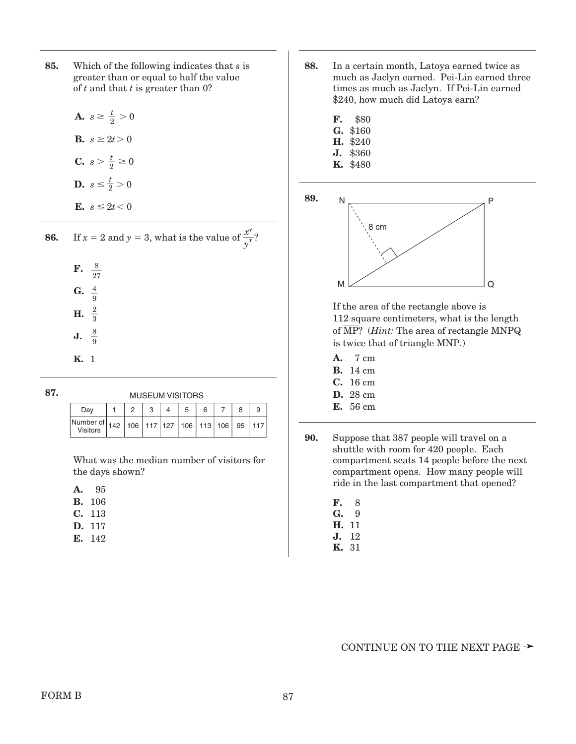**85.** Which of the following indicates that $s$ is greater than or equal to half the value of $t$ and that $t$ is greater than 0?

**A.** $s \geq \frac{t}{2} > 0$

**B.** $s \geq 2t > 0$

**C.** $s > \frac{t}{2} \geq 0$

**D.** $s \leq \frac{t}{2} > 0$

**E.** $s \leq 2t < 0$

---

**86.** If $x = 2$ and $y = 3$, what is the value of $\frac{x^y}{y^x}$?

**F.** $\frac{8}{27}$

**G.** $\frac{4}{9}$

**H.** $\frac{2}{3}$

**J.** $\frac{8}{9}$

**K.** 1

---

**87.**

MUSEUM VISITORS

| Day | 1 | 2 | 3 | 4 | 5 | 6 | 7 | 8 | 9 |
|---|---|---|---|---|---|---|---|---|---|
| Number of Visitors | 142 | 106 | 117 | 127 | 106 | 113 | 106 | 95 | 117 |

What was the median number of visitors for the days shown?

**A.** 95
**B.** 106
**C.** 113
**D.** 117
**E.** 142

---

**88.** In a certain month, Latoya earned twice as much as Jaclyn earned. Pei-Lin earned three times as much as Jaclyn. If Pei-Lin earned \$240, how much did Latoya earn?

**F.** \$80
**G.** \$160
**H.** \$240
**J.** \$360
**K.** \$480

---

**89.**

If the area of the rectangle above is 112 square centimeters, what is the length of $\overline{MP}$? (*Hint:* The area of rectangle MNPQ is twice that of triangle MNP.)

**A.** 7 cm
**B.** 14 cm
**C.** 16 cm
**D.** 28 cm
**E.** 56 cm

---

**90.** Suppose that 387 people will travel on a shuttle with room for 420 people. Each compartment seats 14 people before the next compartment opens. How many people will ride in the last compartment that opened?

**F.** 8
**G.** 9
**H.** 11
**J.** 12
**K.** 31

CONTINUE ON TO THE NEXT PAGE ➛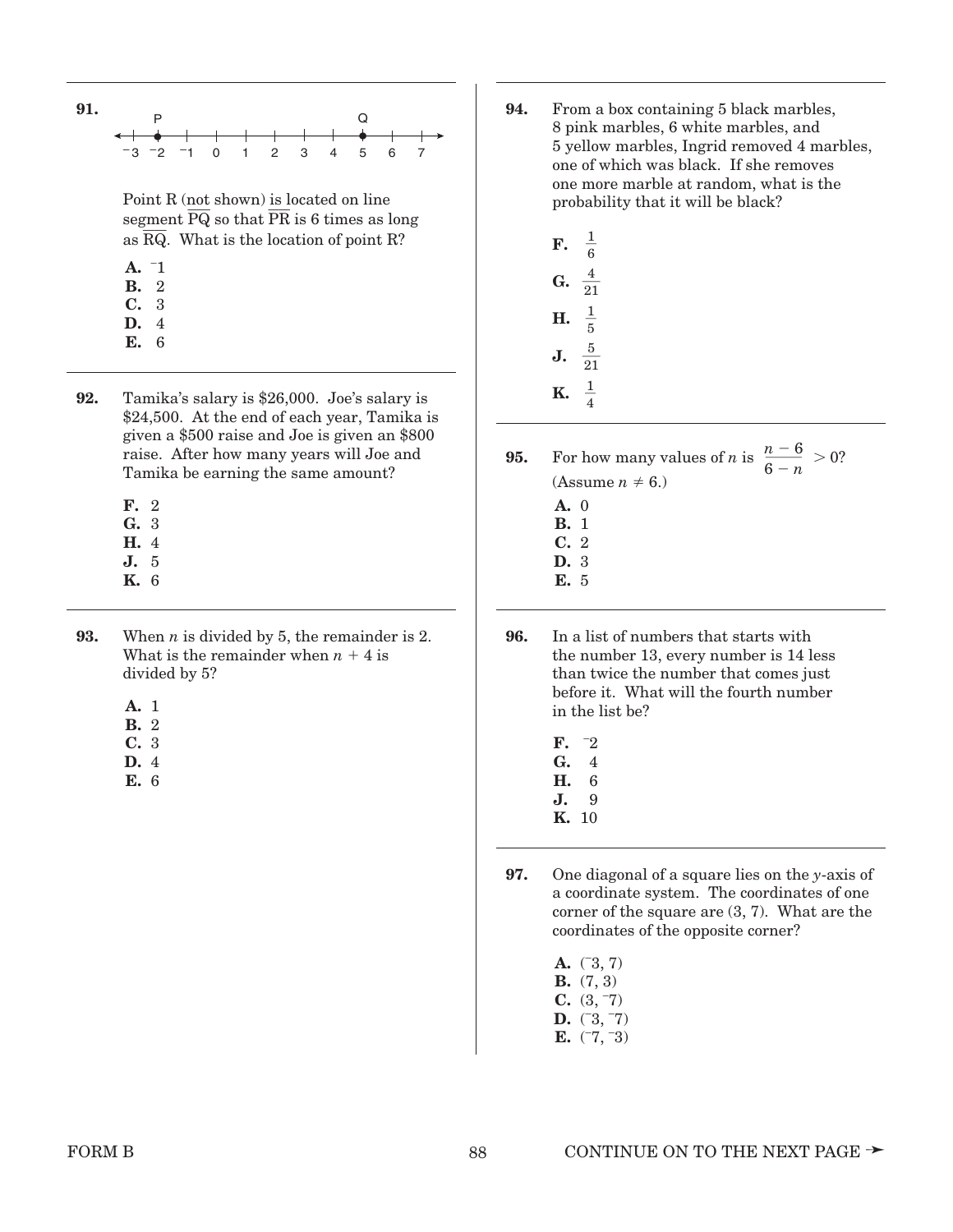**91.**

P is at $^-2$ and Q is at 5 on a number line from $^-3$ to 7.

Point R (not shown) is located on line segment $\overline{PQ}$ so that $\overline{PR}$ is 6 times as long as $\overline{RQ}$. What is the location of point R?

- **A.** $^-1$
- **B.** 2
- **C.** 3
- **D.** 4
- **E.** 6

**92.** Tamika's salary is $26,000. Joe's salary is $24,500. At the end of each year, Tamika is given a $500 raise and Joe is given an $800 raise. After how many years will Joe and Tamika be earning the same amount?

- **F.** 2
- **G.** 3
- **H.** 4
- **J.** 5
- **K.** 6

**93.** When $n$ is divided by 5, the remainder is 2. What is the remainder when $n + 4$ is divided by 5?

- **A.** 1
- **B.** 2
- **C.** 3
- **D.** 4
- **E.** 6

**94.** From a box containing 5 black marbles, 8 pink marbles, 6 white marbles, and 5 yellow marbles, Ingrid removed 4 marbles, one of which was black. If she removes one more marble at random, what is the probability that it will be black?

- **F.** $\frac{1}{6}$
- **G.** $\frac{4}{21}$
- **H.** $\frac{1}{5}$
- **J.** $\frac{5}{21}$
- **K.** $\frac{1}{4}$

**95.** For how many values of $n$ is $\frac{n-6}{6-n} > 0$? (Assume $n \neq 6$.)

- **A.** 0
- **B.** 1
- **C.** 2
- **D.** 3
- **E.** 5

**96.** In a list of numbers that starts with the number 13, every number is 14 less than twice the number that comes just before it. What will the fourth number in the list be?

- **F.** $^-2$
- **G.** 4
- **H.** 6
- **J.** 9
- **K.** 10

**97.** One diagonal of a square lies on the $y$-axis of a coordinate system. The coordinates of one corner of the square are (3, 7). What are the coordinates of the opposite corner?

- **A.** ($^-3$, 7)
- **B.** (7, 3)
- **C.** (3, $^-7$)
- **D.** ($^-3$, $^-7$)
- **E.** ($^-7$, $^-3$)

FORM B

CONTINUE ON TO THE NEXT PAGE ➛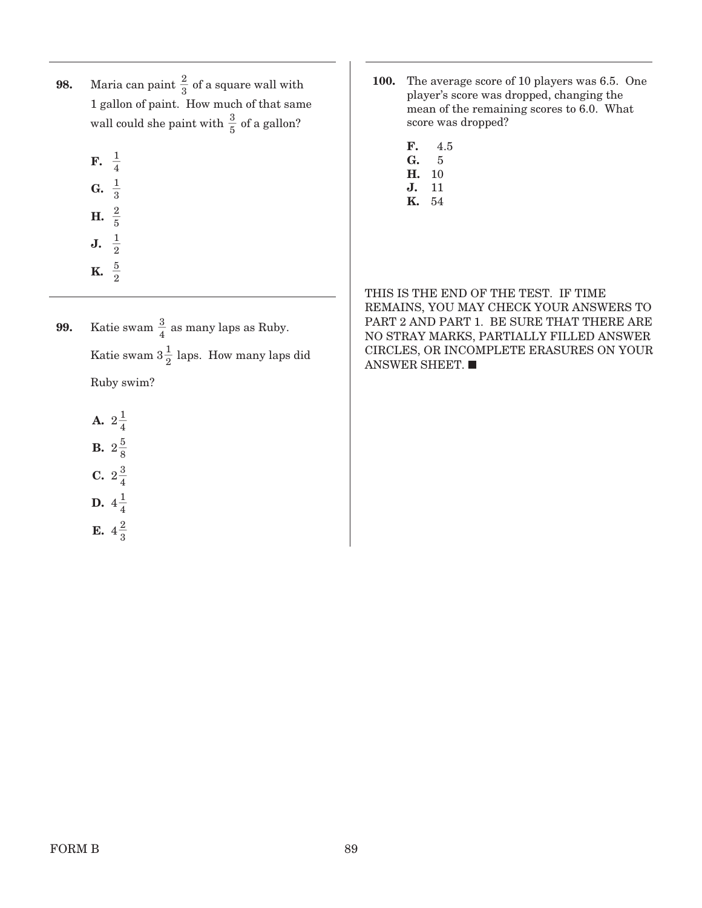**98.** Maria can paint $\frac{2}{3}$ of a square wall with 1 gallon of paint. How much of that same wall could she paint with $\frac{3}{5}$ of a gallon?

**F.** $\frac{1}{4}$

**G.** $\frac{1}{3}$

**H.** $\frac{2}{5}$

**J.** $\frac{1}{2}$

**K.** $\frac{5}{2}$

**99.** Katie swam $\frac{3}{4}$ as many laps as Ruby. Katie swam $3\frac{1}{2}$ laps. How many laps did Ruby swim?

**A.** $2\frac{1}{4}$

**B.** $2\frac{5}{8}$

**C.** $2\frac{3}{4}$

**D.** $4\frac{1}{4}$

**E.** $4\frac{2}{3}$

**100.** The average score of 10 players was 6.5. One player's score was dropped, changing the mean of the remaining scores to 6.0. What score was dropped?

**F.** 4.5
**G.** 5
**H.** 10
**J.** 11
**K.** 54

THIS IS THE END OF THE TEST. IF TIME REMAINS, YOU MAY CHECK YOUR ANSWERS TO PART 2 AND PART 1. BE SURE THAT THERE ARE NO STRAY MARKS, PARTIALLY FILLED ANSWER CIRCLES, OR INCOMPLETE ERASURES ON YOUR ANSWER SHEET. ■

FORM B